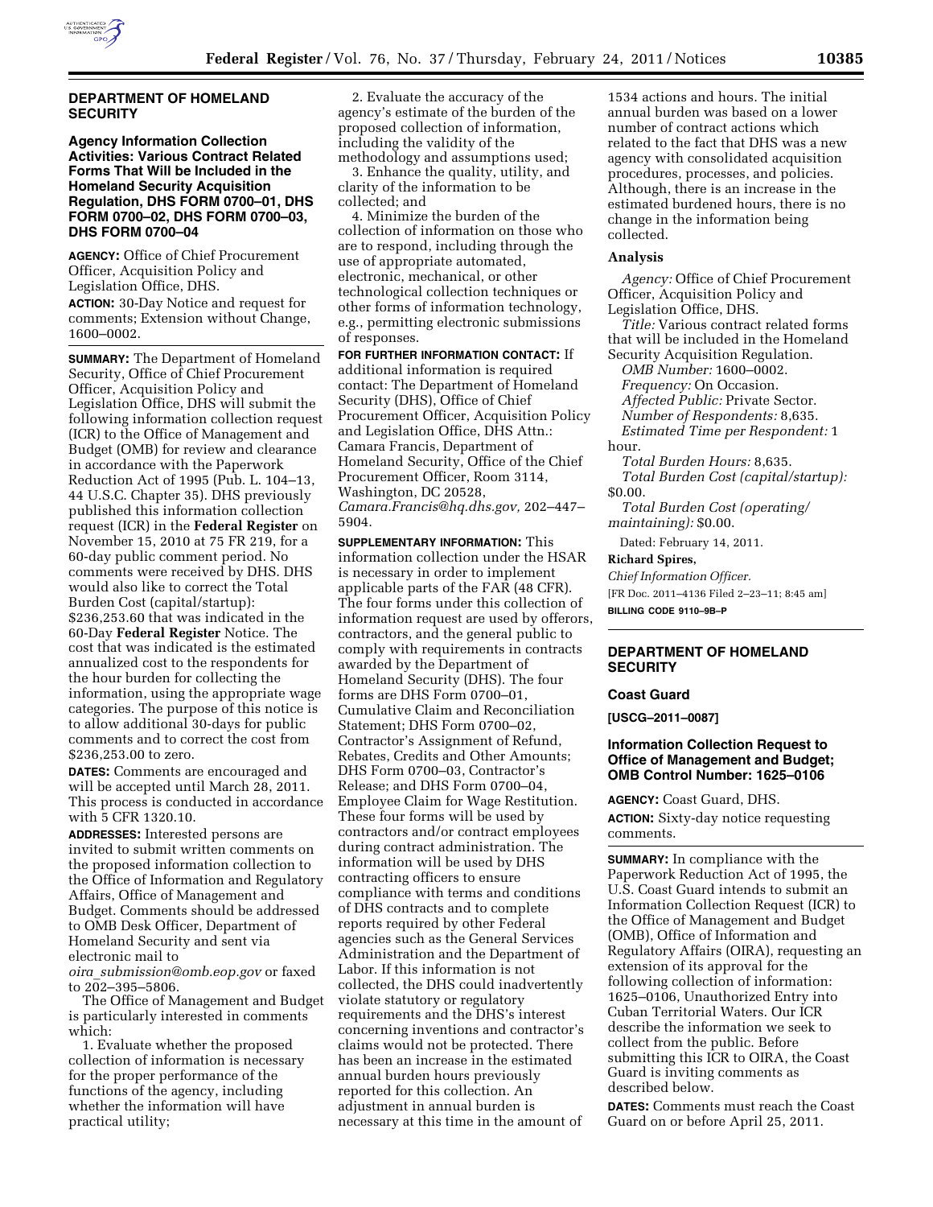## DEPARTMENT OF HOMELAND SECURITY

### Agency Information Collection Activities: Various Contract Related Forms That Will be Included in the Homeland Security Acquisition Regulation, DHS FORM 0700–01, DHS FORM 0700–02, DHS FORM 0700–03, DHS FORM 0700–04

**AGENCY:** Office of Chief Procurement Officer, Acquisition Policy and Legislation Office, DHS.

**ACTION:** 30-Day Notice and request for comments; Extension without Change, 1600–0002.

**SUMMARY:** The Department of Homeland Security, Office of Chief Procurement Officer, Acquisition Policy and Legislation Office, DHS will submit the following information collection request (ICR) to the Office of Management and Budget (OMB) for review and clearance in accordance with the Paperwork Reduction Act of 1995 (Pub. L. 104–13, 44 U.S.C. Chapter 35). DHS previously published this information collection request (ICR) in the **Federal Register** on November 15, 2010 at 75 FR 219, for a 60-day public comment period. No comments were received by DHS. DHS would also like to correct the Total Burden Cost (capital/startup): $236,253.60 that was indicated in the 60-Day **Federal Register** Notice. The cost that was indicated is the estimated annualized cost to the respondents for the hour burden for collecting the information, using the appropriate wage categories. The purpose of this notice is to allow additional 30-days for public comments and to correct the cost from $236,253.00 to zero.

**DATES:** Comments are encouraged and will be accepted until March 28, 2011. This process is conducted in accordance with 5 CFR 1320.10.

**ADDRESSES:** Interested persons are invited to submit written comments on the proposed information collection to the Office of Information and Regulatory Affairs, Office of Management and Budget. Comments should be addressed to OMB Desk Officer, Department of Homeland Security and sent via electronic mail to *oira_submission@omb.eop.gov* or faxed to 202–395–5806.

The Office of Management and Budget is particularly interested in comments which:

1. Evaluate whether the proposed collection of information is necessary for the proper performance of the functions of the agency, including whether the information will have practical utility;

2. Evaluate the accuracy of the agency's estimate of the burden of the proposed collection of information, including the validity of the methodology and assumptions used;

3. Enhance the quality, utility, and clarity of the information to be collected; and

4. Minimize the burden of the collection of information on those who are to respond, including through the use of appropriate automated, electronic, mechanical, or other technological collection techniques or other forms of information technology, e.g., permitting electronic submissions of responses.

**FOR FURTHER INFORMATION CONTACT:** If additional information is required contact: The Department of Homeland Security (DHS), Office of Chief Procurement Officer, Acquisition Policy and Legislation Office, DHS Attn.: Camara Francis, Department of Homeland Security, Office of the Chief Procurement Officer, Room 3114, Washington, DC 20528, *Camara.Francis@hq.dhs.gov,* 202–447–5904.

**SUPPLEMENTARY INFORMATION:** This information collection under the HSAR is necessary in order to implement applicable parts of the FAR (48 CFR). The four forms under this collection of information request are used by offerors, contractors, and the general public to comply with requirements in contracts awarded by the Department of Homeland Security (DHS). The four forms are DHS Form 0700–01, Cumulative Claim and Reconciliation Statement; DHS Form 0700–02, Contractor's Assignment of Refund, Rebates, Credits and Other Amounts; DHS Form 0700–03, Contractor's Release; and DHS Form 0700–04, Employee Claim for Wage Restitution. These four forms will be used by contractors and/or contract employees during contract administration. The information will be used by DHS contracting officers to ensure compliance with terms and conditions of DHS contracts and to complete reports required by other Federal agencies such as the General Services Administration and the Department of Labor. If this information is not collected, the DHS could inadvertently violate statutory or regulatory requirements and the DHS's interest concerning inventions and contractor's claims would not be protected. There has been an increase in the estimated annual burden hours previously reported for this collection. An adjustment in annual burden is necessary at this time in the amount of 1534 actions and hours. The initial annual burden was based on a lower number of contract actions which related to the fact that DHS was a new agency with consolidated acquisition procedures, processes, and policies. Although, there is an increase in the estimated burdened hours, there is no change in the information being collected.

### Analysis

*Agency:* Office of Chief Procurement Officer, Acquisition Policy and Legislation Office, DHS.

*Title:* Various contract related forms that will be included in the Homeland Security Acquisition Regulation.

*OMB Number:* 1600–0002.

*Frequency:* On Occasion.

*Affected Public:* Private Sector.

*Number of Respondents:* 8,635.

*Estimated Time per Respondent:* 1 hour.

*Total Burden Hours:* 8,635.

*Total Burden Cost (capital/startup):* $0.00.

*Total Burden Cost (operating/maintaining):* $0.00.

Dated: February 14, 2011.

**Richard Spires,**

*Chief Information Officer.*

[FR Doc. 2011–4136 Filed 2–23–11; 8:45 am]

**BILLING CODE 9110–9B–P**

## DEPARTMENT OF HOMELAND SECURITY

### Coast Guard

**[USCG–2011–0087]**

### Information Collection Request to Office of Management and Budget; OMB Control Number: 1625–0106

**AGENCY:** Coast Guard, DHS.

**ACTION:** Sixty-day notice requesting comments.

**SUMMARY:** In compliance with the Paperwork Reduction Act of 1995, the U.S. Coast Guard intends to submit an Information Collection Request (ICR) to the Office of Management and Budget (OMB), Office of Information and Regulatory Affairs (OIRA), requesting an extension of its approval for the following collection of information: 1625–0106, Unauthorized Entry into Cuban Territorial Waters. Our ICR describe the information we seek to collect from the public. Before submitting this ICR to OIRA, the Coast Guard is inviting comments as described below.

**DATES:** Comments must reach the Coast Guard on or before April 25, 2011.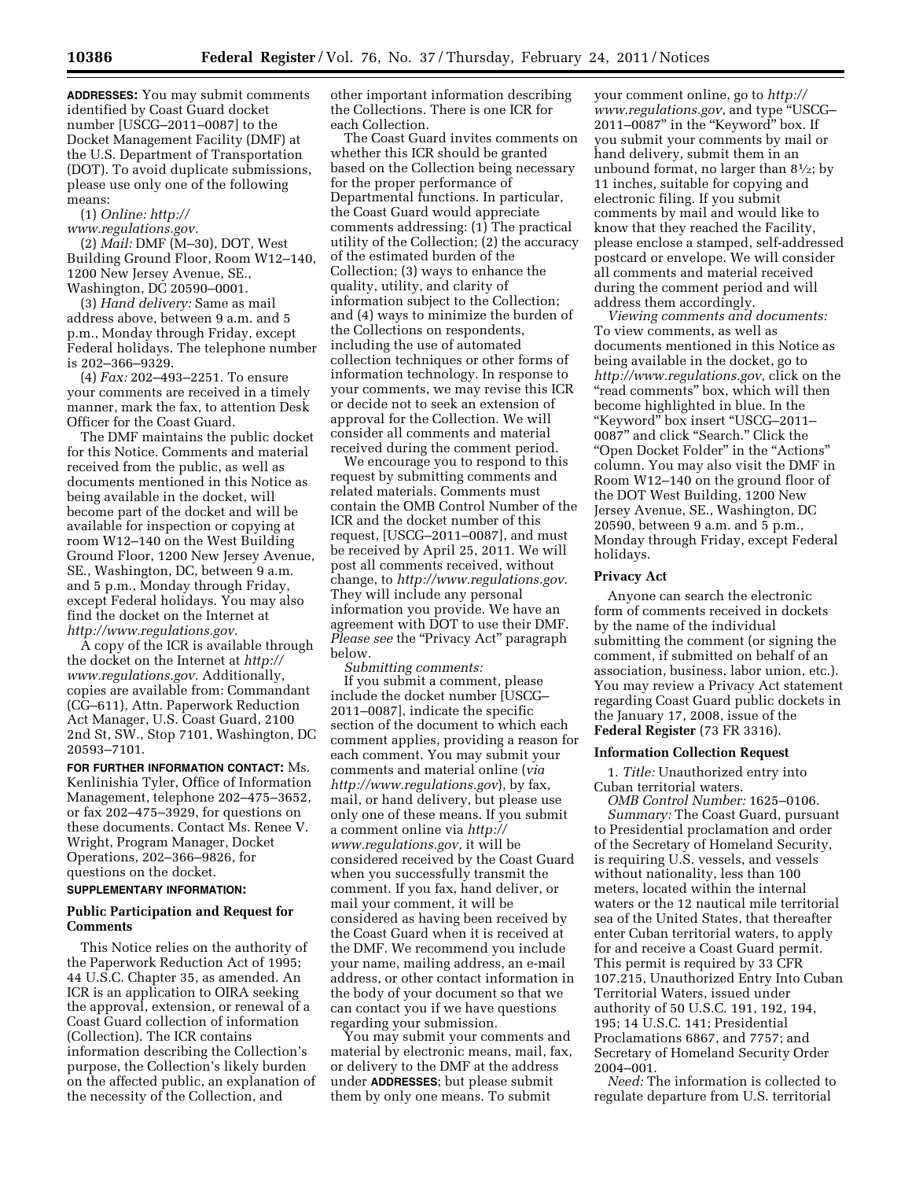**ADDRESSES:** You may submit comments identified by Coast Guard docket number [USCG–2011–0087] to the Docket Management Facility (DMF) at the U.S. Department of Transportation (DOT). To avoid duplicate submissions, please use only one of the following means:

(1) *Online: http://www.regulations.gov.*

(2) *Mail:* DMF (M–30), DOT, West Building Ground Floor, Room W12–140, 1200 New Jersey Avenue, SE., Washington, DC 20590–0001.

(3) *Hand delivery:* Same as mail address above, between 9 a.m. and 5 p.m., Monday through Friday, except Federal holidays. The telephone number is 202–366–9329.

(4) *Fax:* 202–493–2251. To ensure your comments are received in a timely manner, mark the fax, to attention Desk Officer for the Coast Guard.

The DMF maintains the public docket for this Notice. Comments and material received from the public, as well as documents mentioned in this Notice as being available in the docket, will become part of the docket and will be available for inspection or copying at room W12–140 on the West Building Ground Floor, 1200 New Jersey Avenue, SE., Washington, DC, between 9 a.m. and 5 p.m., Monday through Friday, except Federal holidays. You may also find the docket on the Internet at *http://www.regulations.gov.*

A copy of the ICR is available through the docket on the Internet at *http://www.regulations.gov.* Additionally, copies are available from: Commandant (CG–611), Attn. Paperwork Reduction Act Manager, U.S. Coast Guard, 2100 2nd St, SW., Stop 7101, Washington, DC 20593–7101.

**FOR FURTHER INFORMATION CONTACT:** Ms. Kenlinishia Tyler, Office of Information Management, telephone 202–475–3652, or fax 202–475–3929, for questions on these documents. Contact Ms. Renee V. Wright, Program Manager, Docket Operations, 202–366–9826, for questions on the docket.

**SUPPLEMENTARY INFORMATION:**

## Public Participation and Request for Comments

This Notice relies on the authority of the Paperwork Reduction Act of 1995; 44 U.S.C. Chapter 35, as amended. An ICR is an application to OIRA seeking the approval, extension, or renewal of a Coast Guard collection of information (Collection). The ICR contains information describing the Collection's purpose, the Collection's likely burden on the affected public, an explanation of the necessity of the Collection, and other important information describing the Collections. There is one ICR for each Collection.

The Coast Guard invites comments on whether this ICR should be granted based on the Collection being necessary for the proper performance of Departmental functions. In particular, the Coast Guard would appreciate comments addressing: (1) The practical utility of the Collection; (2) the accuracy of the estimated burden of the Collection; (3) ways to enhance the quality, utility, and clarity of information subject to the Collection; and (4) ways to minimize the burden of the Collections on respondents, including the use of automated collection techniques or other forms of information technology. In response to your comments, we may revise this ICR or decide not to seek an extension of approval for the Collection. We will consider all comments and material received during the comment period.

We encourage you to respond to this request by submitting comments and related materials. Comments must contain the OMB Control Number of the ICR and the docket number of this request, [USCG–2011–0087], and must be received by April 25, 2011. We will post all comments received, without change, to *http://www.regulations.gov.* They will include any personal information you provide. We have an agreement with DOT to use their DMF. *Please see* the "Privacy Act" paragraph below.

*Submitting comments:*

If you submit a comment, please include the docket number [USCG–2011–0087], indicate the specific section of the document to which each comment applies, providing a reason for each comment. You may submit your comments and material online (*via http://www.regulations.gov*), by fax, mail, or hand delivery, but please use only one of these means. If you submit a comment online via *http://www.regulations.gov,* it will be considered received by the Coast Guard when you successfully transmit the comment. If you fax, hand deliver, or mail your comment, it will be considered as having been received by the Coast Guard when it is received at the DMF. We recommend you include your name, mailing address, an e-mail address, or other contact information in the body of your document so that we can contact you if we have questions regarding your submission.

You may submit your comments and material by electronic means, mail, fax, or delivery to the DMF at the address under **ADDRESSES**; but please submit them by only one means. To submit your comment online, go to *http://www.regulations.gov*, and type "USCG–2011–0087" in the "Keyword" box. If you submit your comments by mail or hand delivery, submit them in an unbound format, no larger than 8½; by 11 inches, suitable for copying and electronic filing. If you submit comments by mail and would like to know that they reached the Facility, please enclose a stamped, self-addressed postcard or envelope. We will consider all comments and material received during the comment period and will address them accordingly.

*Viewing comments and documents:* To view comments, as well as documents mentioned in this Notice as being available in the docket, go to *http://www.regulations.gov,* click on the "read comments" box, which will then become highlighted in blue. In the "Keyword" box insert "USCG–2011–0087" and click "Search." Click the "Open Docket Folder" in the "Actions" column. You may also visit the DMF in Room W12–140 on the ground floor of the DOT West Building, 1200 New Jersey Avenue, SE., Washington, DC 20590, between 9 a.m. and 5 p.m., Monday through Friday, except Federal holidays.

## Privacy Act

Anyone can search the electronic form of comments received in dockets by the name of the individual submitting the comment (or signing the comment, if submitted on behalf of an association, business, labor union, etc.). You may review a Privacy Act statement regarding Coast Guard public dockets in the January 17, 2008, issue of the **Federal Register** (73 FR 3316).

## Information Collection Request

1. *Title:* Unauthorized entry into Cuban territorial waters.

*OMB Control Number:* 1625–0106.

*Summary:* The Coast Guard, pursuant to Presidential proclamation and order of the Secretary of Homeland Security, is requiring U.S. vessels, and vessels without nationality, less than 100 meters, located within the internal waters or the 12 nautical mile territorial sea of the United States, that thereafter enter Cuban territorial waters, to apply for and receive a Coast Guard permit. This permit is required by 33 CFR 107.215, Unauthorized Entry Into Cuban Territorial Waters, issued under authority of 50 U.S.C. 191, 192, 194, 195; 14 U.S.C. 141; Presidential Proclamations 6867, and 7757; and Secretary of Homeland Security Order 2004–001.

*Need:* The information is collected to regulate departure from U.S. territorial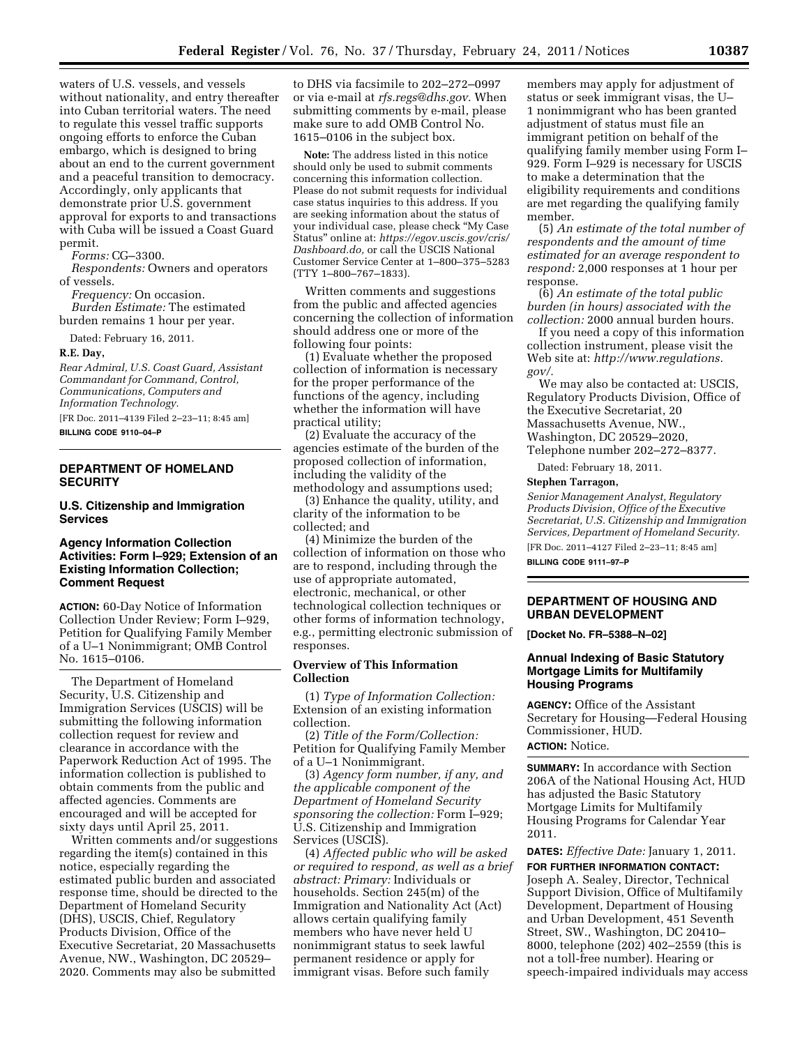waters of U.S. vessels, and vessels without nationality, and entry thereafter into Cuban territorial waters. The need to regulate this vessel traffic supports ongoing efforts to enforce the Cuban embargo, which is designed to bring about an end to the current government and a peaceful transition to democracy. Accordingly, only applicants that demonstrate prior U.S. government approval for exports to and transactions with Cuba will be issued a Coast Guard permit.

*Forms:* CG–3300.

*Respondents:* Owners and operators of vessels.

*Frequency:* On occasion.

*Burden Estimate:* The estimated burden remains 1 hour per year.

Dated: February 16, 2011.

**R.E. Day,**

*Rear Admiral, U.S. Coast Guard, Assistant Commandant for Command, Control, Communications, Computers and Information Technology.*

[FR Doc. 2011–4139 Filed 2–23–11; 8:45 am]

**BILLING CODE 9110–04–P**

---

## DEPARTMENT OF HOMELAND SECURITY

### U.S. Citizenship and Immigration Services

### Agency Information Collection Activities: Form I–929; Extension of an Existing Information Collection; Comment Request

**ACTION:** 60-Day Notice of Information Collection Under Review; Form I–929, Petition for Qualifying Family Member of a U–1 Nonimmigrant; OMB Control No. 1615–0106.

The Department of Homeland Security, U.S. Citizenship and Immigration Services (USCIS) will be submitting the following information collection request for review and clearance in accordance with the Paperwork Reduction Act of 1995. The information collection is published to obtain comments from the public and affected agencies. Comments are encouraged and will be accepted for sixty days until April 25, 2011.

Written comments and/or suggestions regarding the item(s) contained in this notice, especially regarding the estimated public burden and associated response time, should be directed to the Department of Homeland Security (DHS), USCIS, Chief, Regulatory Products Division, Office of the Executive Secretariat, 20 Massachusetts Avenue, NW., Washington, DC 20529–2020. Comments may also be submitted to DHS via facsimile to 202–272–0997 or via e-mail at *rfs.regs@dhs.gov.* When submitting comments by e-mail, please make sure to add OMB Control No. 1615–0106 in the subject box.

**Note:** The address listed in this notice should only be used to submit comments concerning this information collection. Please do not submit requests for individual case status inquiries to this address. If you are seeking information about the status of your individual case, please check "My Case Status" online at: *https://egov.uscis.gov/cris/Dashboard.do,* or call the USCIS National Customer Service Center at 1–800–375–5283 (TTY 1–800–767–1833).

Written comments and suggestions from the public and affected agencies concerning the collection of information should address one or more of the following four points:

(1) Evaluate whether the proposed collection of information is necessary for the proper performance of the functions of the agency, including whether the information will have practical utility;

(2) Evaluate the accuracy of the agencies estimate of the burden of the proposed collection of information, including the validity of the methodology and assumptions used;

(3) Enhance the quality, utility, and clarity of the information to be collected; and

(4) Minimize the burden of the collection of information on those who are to respond, including through the use of appropriate automated, electronic, mechanical, or other technological collection techniques or other forms of information technology, e.g., permitting electronic submission of responses.

#### Overview of This Information Collection

(1) *Type of Information Collection:* Extension of an existing information collection.

(2) *Title of the Form/Collection:* Petition for Qualifying Family Member of a U–1 Nonimmigrant.

(3) *Agency form number, if any, and the applicable component of the Department of Homeland Security sponsoring the collection:* Form I–929; U.S. Citizenship and Immigration Services (USCIS).

(4) *Affected public who will be asked or required to respond, as well as a brief abstract: Primary:* Individuals or households. Section 245(m) of the Immigration and Nationality Act (Act) allows certain qualifying family members who have never held U nonimmigrant status to seek lawful permanent residence or apply for immigrant visas. Before such family members may apply for adjustment of status or seek immigrant visas, the U–1 nonimmigrant who has been granted adjustment of status must file an immigrant petition on behalf of the qualifying family member using Form I–929. Form I–929 is necessary for USCIS to make a determination that the eligibility requirements and conditions are met regarding the qualifying family member.

(5) *An estimate of the total number of respondents and the amount of time estimated for an average respondent to respond:* 2,000 responses at 1 hour per response.

(6) *An estimate of the total public burden (in hours) associated with the collection:* 2000 annual burden hours.

If you need a copy of this information collection instrument, please visit the Web site at: *http://www.regulations.gov/.*

We may also be contacted at: USCIS, Regulatory Products Division, Office of the Executive Secretariat, 20 Massachusetts Avenue, NW., Washington, DC 20529–2020, Telephone number 202–272–8377.

Dated: February 18, 2011.

**Stephen Tarragon,**

*Senior Management Analyst, Regulatory Products Division, Office of the Executive Secretariat, U.S. Citizenship and Immigration Services, Department of Homeland Security.*

[FR Doc. 2011–4127 Filed 2–23–11; 8:45 am]

**BILLING CODE 9111–97–P**

---

## DEPARTMENT OF HOUSING AND URBAN DEVELOPMENT

**[Docket No. FR–5388–N–02]**

### Annual Indexing of Basic Statutory Mortgage Limits for Multifamily Housing Programs

**AGENCY:** Office of the Assistant Secretary for Housing—Federal Housing Commissioner, HUD.

**ACTION:** Notice.

**SUMMARY:** In accordance with Section 206A of the National Housing Act, HUD has adjusted the Basic Statutory Mortgage Limits for Multifamily Housing Programs for Calendar Year 2011.

**DATES:** *Effective Date:* January 1, 2011.

**FOR FURTHER INFORMATION CONTACT:** Joseph A. Sealey, Director, Technical Support Division, Office of Multifamily Development, Department of Housing and Urban Development, 451 Seventh Street, SW., Washington, DC 20410–8000, telephone (202) 402–2559 (this is not a toll-free number). Hearing or speech-impaired individuals may access